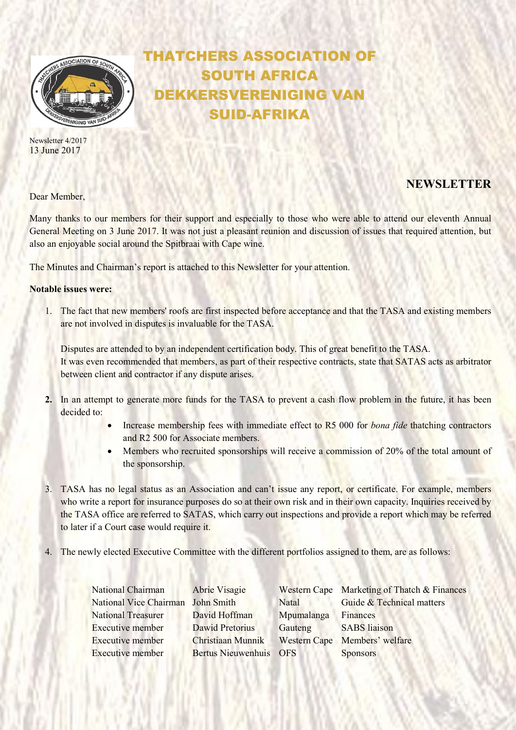# THATCHERS ASSOCIATION OF SOUTH AFRICA
# DEKKERSVERENIGING VAN SUID-AFRIKA

Newsletter 4/2017
13 June 2017

## NEWSLETTER

Dear Member,

Many thanks to our members for their support and especially to those who were able to attend our eleventh Annual General Meeting on 3 June 2017. It was not just a pleasant reunion and discussion of issues that required attention, but also an enjoyable social around the Spitbraai with Cape wine.

The Minutes and Chairman's report is attached to this Newsletter for your attention.

**Notable issues were:**

1. The fact that new members' roofs are first inspected before acceptance and that the TASA and existing members are not involved in disputes is invaluable for the TASA.

   Disputes are attended to by an independent certification body. This of great benefit to the TASA.
   It was even recommended that members, as part of their respective contracts, state that SATAS acts as arbitrator between client and contractor if any dispute arises.

2. In an attempt to generate more funds for the TASA to prevent a cash flow problem in the future, it has been decided to:
   - Increase membership fees with immediate effect to R5 000 for *bona fide* thatching contractors and R2 500 for Associate members.
   - Members who recruited sponsorships will receive a commission of 20% of the total amount of the sponsorship.

3. TASA has no legal status as an Association and can't issue any report, or certificate. For example, members who write a report for insurance purposes do so at their own risk and in their own capacity. Inquiries received by the TASA office are referred to SATAS, which carry out inspections and provide a report which may be referred to later if a Court case would require it.

4. The newly elected Executive Committee with the different portfolios assigned to them, are as follows:

| | | | |
|---|---|---|---|
| National Chairman | Abrie Visagie | Western Cape | Marketing of Thatch & Finances |
| National Vice Chairman | John Smith | Natal | Guide & Technical matters |
| National Treasurer | David Hoffman | Mpumalanga | Finances |
| Executive member | Dawid Pretorius | Gauteng | SABS liaison |
| Executive member | Christiaan Munnik | Western Cape | Members' welfare |
| Executive member | Bertus Nieuwenhuis | OFS | Sponsors |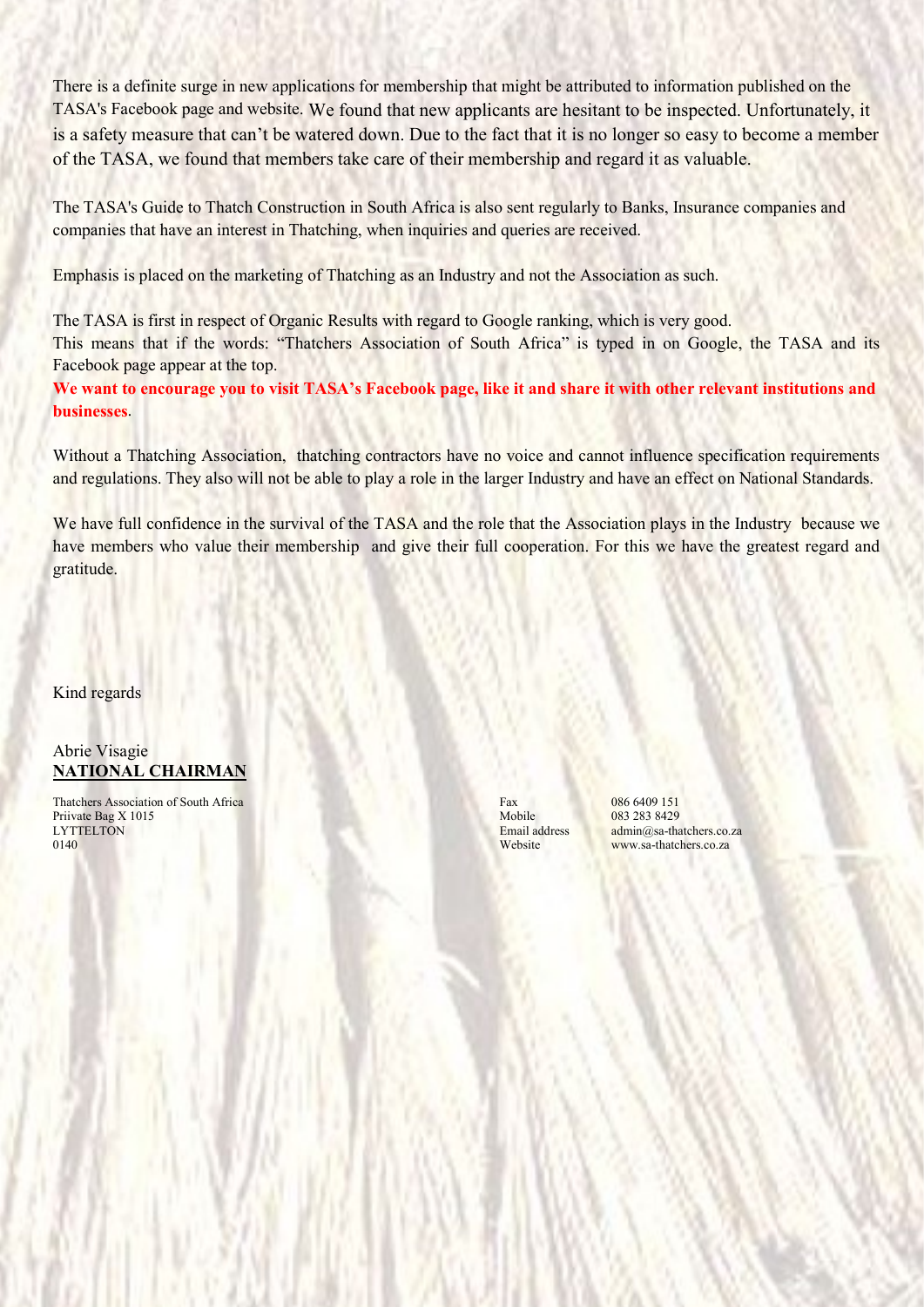There is a definite surge in new applications for membership that might be attributed to information published on the TASA's Facebook page and website. We found that new applicants are hesitant to be inspected. Unfortunately, it is a safety measure that can't be watered down. Due to the fact that it is no longer so easy to become a member of the TASA, we found that members take care of their membership and regard it as valuable.

The TASA's Guide to Thatch Construction in South Africa is also sent regularly to Banks, Insurance companies and companies that have an interest in Thatching, when inquiries and queries are received.

Emphasis is placed on the marketing of Thatching as an Industry and not the Association as such.

The TASA is first in respect of Organic Results with regard to Google ranking, which is very good.
This means that if the words: "Thatchers Association of South Africa" is typed in on Google, the TASA and its Facebook page appear at the top.
**We want to encourage you to visit TASA's Facebook page, like it and share it with other relevant institutions and businesses**.

Without a Thatching Association, thatching contractors have no voice and cannot influence specification requirements and regulations. They also will not be able to play a role in the larger Industry and have an effect on National Standards.

We have full confidence in the survival of the TASA and the role that the Association plays in the Industry because we have members who value their membership and give their full cooperation. For this we have the greatest regard and gratitude.

Kind regards

Abrie Visagie
**NATIONAL CHAIRMAN**

Thatchers Association of South Africa
Priivate Bag X 1015
LYTTELTON
0140

Fax 086 6409 151
Mobile 083 283 8429
Email address admin@sa-thatchers.co.za
Website www.sa-thatchers.co.za